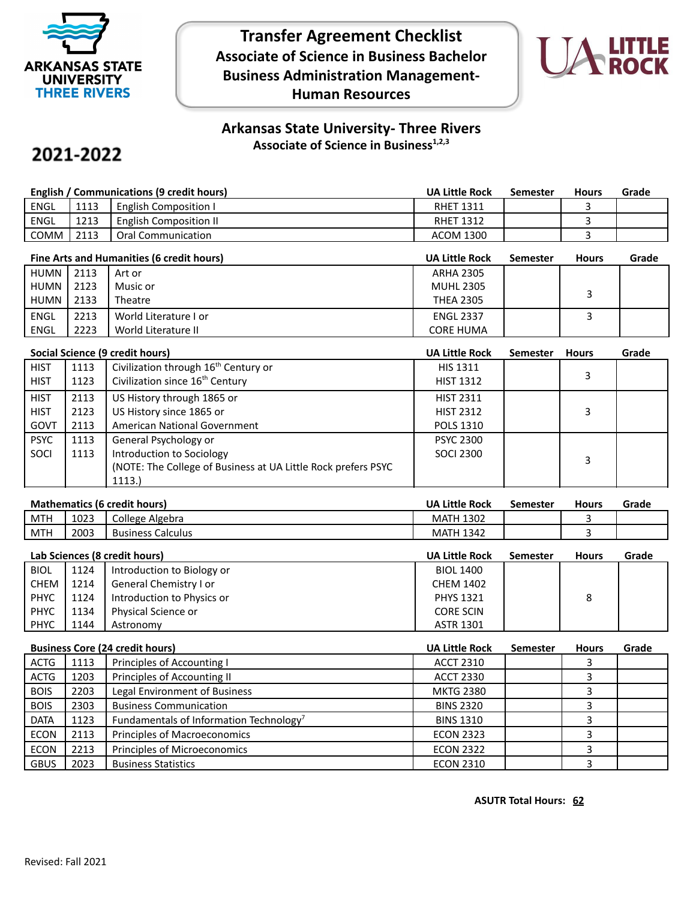# Transfer Agreement Checklist

## Associate of Science in Business Bachelor Business Administration Management-Human Resources

ARKANSAS STATE UNIVERSITY THREE RIVERS

UA LITTLE ROCK

## Arkansas State University- Three Rivers

### Associate of Science in Business[1,2,3]

**2021-2022**

| English / Communications (9 credit hours) | | | UA Little Rock | Semester | Hours | Grade |
|---|---|---|---|---|---|---|
| ENGL | 1113 | English Composition I | RHET 1311 | | 3 | |
| ENGL | 1213 | English Composition II | RHET 1312 | | 3 | |
| COMM | 2113 | Oral Communication | ACOM 1300 | | 3 | |

| Fine Arts and Humanities (6 credit hours) | | | UA Little Rock | Semester | Hours | Grade |
|---|---|---|---|---|---|---|
| HUMN<br>HUMN<br>HUMN | 2113<br>2123<br>2133 | Art or<br>Music or<br>Theatre | ARHA 2305<br>MUHL 2305<br>THEA 2305 | | 3 | |
| ENGL<br>ENGL | 2213<br>2223 | World Literature I or<br>World Literature II | ENGL 2337<br>CORE HUMA | | 3 | |

| Social Science (9 credit hours) | | | UA Little Rock | Semester | Hours | Grade |
|---|---|---|---|---|---|---|
| HIST<br>HIST | 1113<br>1123 | Civilization through 16th Century or<br>Civilization since 16th Century | HIS 1311<br>HIST 1312 | | 3 | |
| HIST<br>HIST<br>GOVT | 2113<br>2123<br>2113 | US History through 1865 or<br>US History since 1865 or<br>American National Government | HIST 2311<br>HIST 2312<br>POLS 1310 | | 3 | |
| PSYC<br>SOCI | 1113<br>1113 | General Psychology or<br>Introduction to Sociology<br>(NOTE: The College of Business at UA Little Rock prefers PSYC 1113.) | PSYC 2300<br>SOCI 2300 | | 3 | |

| Mathematics (6 credit hours) | | | UA Little Rock | Semester | Hours | Grade |
|---|---|---|---|---|---|---|
| MTH | 1023 | College Algebra | MATH 1302 | | 3 | |
| MTH | 2003 | Business Calculus | MATH 1342 | | 3 | |

| Lab Sciences (8 credit hours) | | | UA Little Rock | Semester | Hours | Grade |
|---|---|---|---|---|---|---|
| BIOL<br>CHEM<br>PHYC<br>PHYC<br>PHYC | 1124<br>1214<br>1124<br>1134<br>1144 | Introduction to Biology or<br>General Chemistry I or<br>Introduction to Physics or<br>Physical Science or<br>Astronomy | BIOL 1400<br>CHEM 1402<br>PHYS 1321<br>CORE SCIN<br>ASTR 1301 | | 8 | |

| Business Core (24 credit hours) | | | UA Little Rock | Semester | Hours | Grade |
|---|---|---|---|---|---|---|
| ACTG | 1113 | Principles of Accounting I | ACCT 2310 | | 3 | |
| ACTG | 1203 | Principles of Accounting II | ACCT 2330 | | 3 | |
| BOIS | 2203 | Legal Environment of Business | MKTG 2380 | | 3 | |
| BOIS | 2303 | Business Communication | BINS 2320 | | 3 | |
| DATA | 1123 | Fundamentals of Information Technology[7] | BINS 1310 | | 3 | |
| ECON | 2113 | Principles of Macroeconomics | ECON 2323 | | 3 | |
| ECON | 2213 | Principles of Microeconomics | ECON 2322 | | 3 | |
| GBUS | 2023 | Business Statistics | ECON 2310 | | 3 | |

**ASUTR Total Hours: 62**

Revised: Fall 2021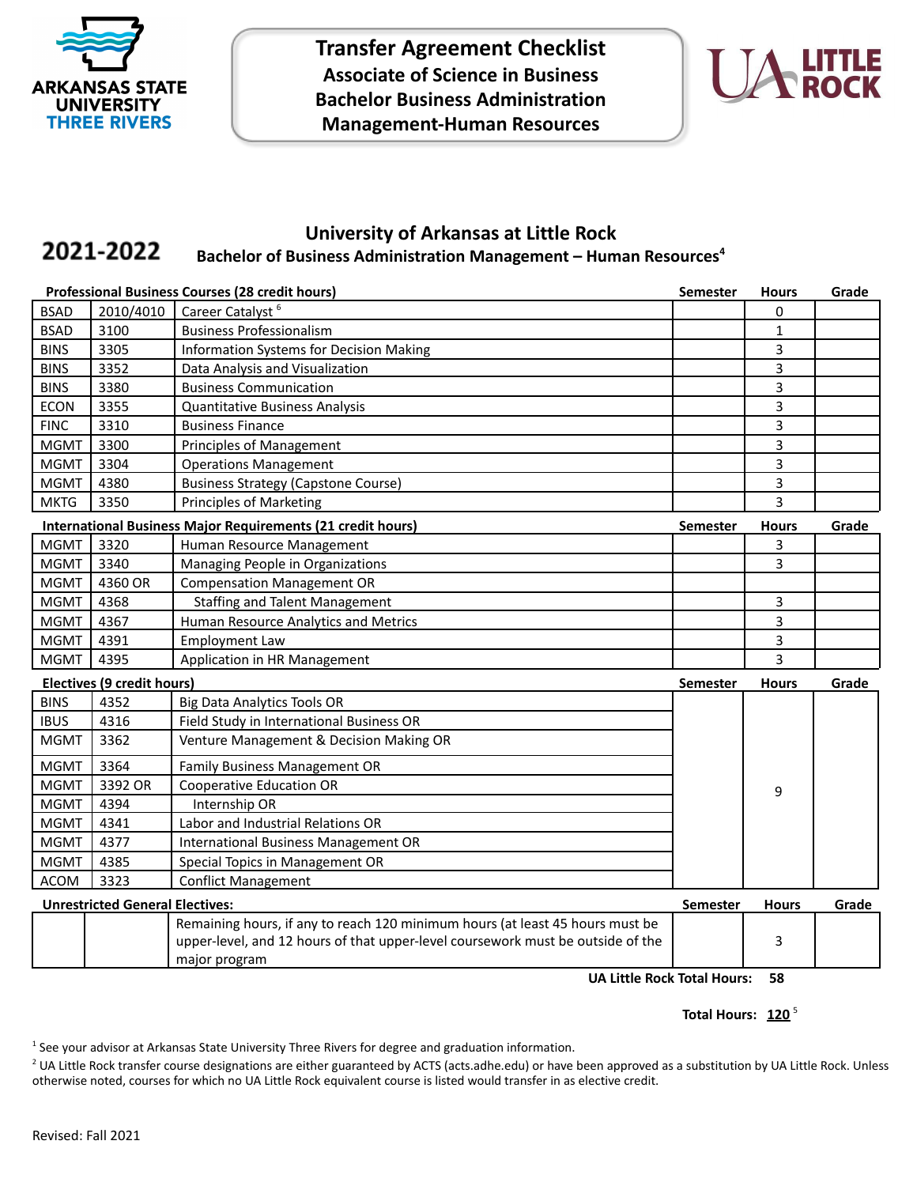# Transfer Agreement Checklist
## Associate of Science in Business
## Bachelor Business Administration
## Management-Human Resources

ARKANSAS STATE UNIVERSITY THREE RIVERS

UA LITTLE ROCK

**2021-2022**

## University of Arkansas at Little Rock
### Bachelor of Business Administration Management – Human Resources[4]

| Professional Business Courses (28 credit hours) | | | Semester | Hours | Grade |
|---|---|---|---|---|---|
| BSAD | 2010/4010 | Career Catalyst [6] | | 0 | |
| BSAD | 3100 | Business Professionalism | | 1 | |
| BINS | 3305 | Information Systems for Decision Making | | 3 | |
| BINS | 3352 | Data Analysis and Visualization | | 3 | |
| BINS | 3380 | Business Communication | | 3 | |
| ECON | 3355 | Quantitative Business Analysis | | 3 | |
| FINC | 3310 | Business Finance | | 3 | |
| MGMT | 3300 | Principles of Management | | 3 | |
| MGMT | 3304 | Operations Management | | 3 | |
| MGMT | 4380 | Business Strategy (Capstone Course) | | 3 | |
| MKTG | 3350 | Principles of Marketing | | 3 | |

| International Business Major Requirements (21 credit hours) | | | Semester | Hours | Grade |
|---|---|---|---|---|---|
| MGMT | 3320 | Human Resource Management | | 3 | |
| MGMT | 3340 | Managing People in Organizations | | 3 | |
| MGMT | 4360 OR | Compensation Management OR | | | |
| MGMT | 4368 | Staffing and Talent Management | | 3 | |
| MGMT | 4367 | Human Resource Analytics and Metrics | | 3 | |
| MGMT | 4391 | Employment Law | | 3 | |
| MGMT | 4395 | Application in HR Management | | 3 | |

| Electives (9 credit hours) | | | Semester | Hours | Grade |
|---|---|---|---|---|---|
| BINS | 4352 | Big Data Analytics Tools OR | | 9 | |
| IBUS | 4316 | Field Study in International Business OR | | | |
| MGMT | 3362 | Venture Management & Decision Making OR | | | |
| MGMT | 3364 | Family Business Management OR | | | |
| MGMT | 3392 OR | Cooperative Education OR | | | |
| MGMT | 4394 | Internship OR | | | |
| MGMT | 4341 | Labor and Industrial Relations OR | | | |
| MGMT | 4377 | International Business Management OR | | | |
| MGMT | 4385 | Special Topics in Management OR | | | |
| ACOM | 3323 | Conflict Management | | | |

| Unrestricted General Electives: | | | Semester | Hours | Grade |
|---|---|---|---|---|---|
| | | Remaining hours, if any to reach 120 minimum hours (at least 45 hours must be upper-level, and 12 hours of that upper-level coursework must be outside of the major program | | 3 | |

**UA Little Rock Total Hours: 58**

**Total Hours: 120** [5]

[1] See your advisor at Arkansas State University Three Rivers for degree and graduation information.

[2] UA Little Rock transfer course designations are either guaranteed by ACTS (acts.adhe.edu) or have been approved as a substitution by UA Little Rock. Unless otherwise noted, courses for which no UA Little Rock equivalent course is listed would transfer in as elective credit.

Revised: Fall 2021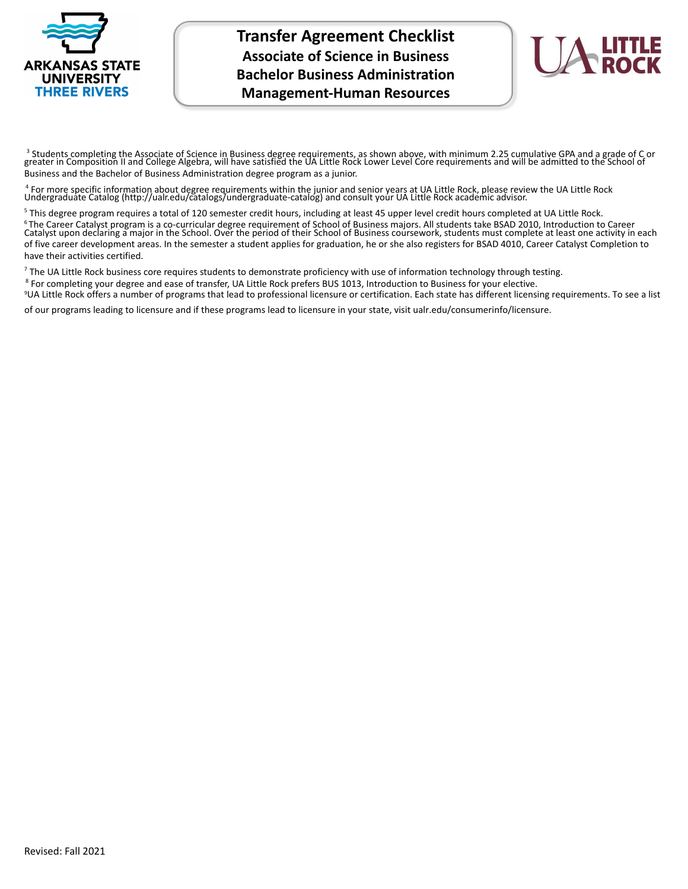# Transfer Agreement Checklist

## Associate of Science in Business
## Bachelor Business Administration
## Management-Human Resources

[3] Students completing the Associate of Science in Business degree requirements, as shown above, with minimum 2.25 cumulative GPA and a grade of C or greater in Composition II and College Algebra, will have satisfied the UA Little Rock Lower Level Core requirements and will be admitted to the School of Business and the Bachelor of Business Administration degree program as a junior.

[4] For more specific information about degree requirements within the junior and senior years at UA Little Rock, please review the UA Little Rock Undergraduate Catalog (http://ualr.edu/catalogs/undergraduate-catalog) and consult your UA Little Rock academic advisor.

[5] This degree program requires a total of 120 semester credit hours, including at least 45 upper level credit hours completed at UA Little Rock.

[6] The Career Catalyst program is a co-curricular degree requirement of School of Business majors. All students take BSAD 2010, Introduction to Career Catalyst upon declaring a major in the School. Over the period of their School of Business coursework, students must complete at least one activity in each of five career development areas. In the semester a student applies for graduation, he or she also registers for BSAD 4010, Career Catalyst Completion to have their activities certified.

[7] The UA Little Rock business core requires students to demonstrate proficiency with use of information technology through testing.

[8] For completing your degree and ease of transfer, UA Little Rock prefers BUS 1013, Introduction to Business for your elective.

[9] UA Little Rock offers a number of programs that lead to professional licensure or certification. Each state has different licensing requirements. To see a list of our programs leading to licensure and if these programs lead to licensure in your state, visit ualr.edu/consumerinfo/licensure.

Revised: Fall 2021